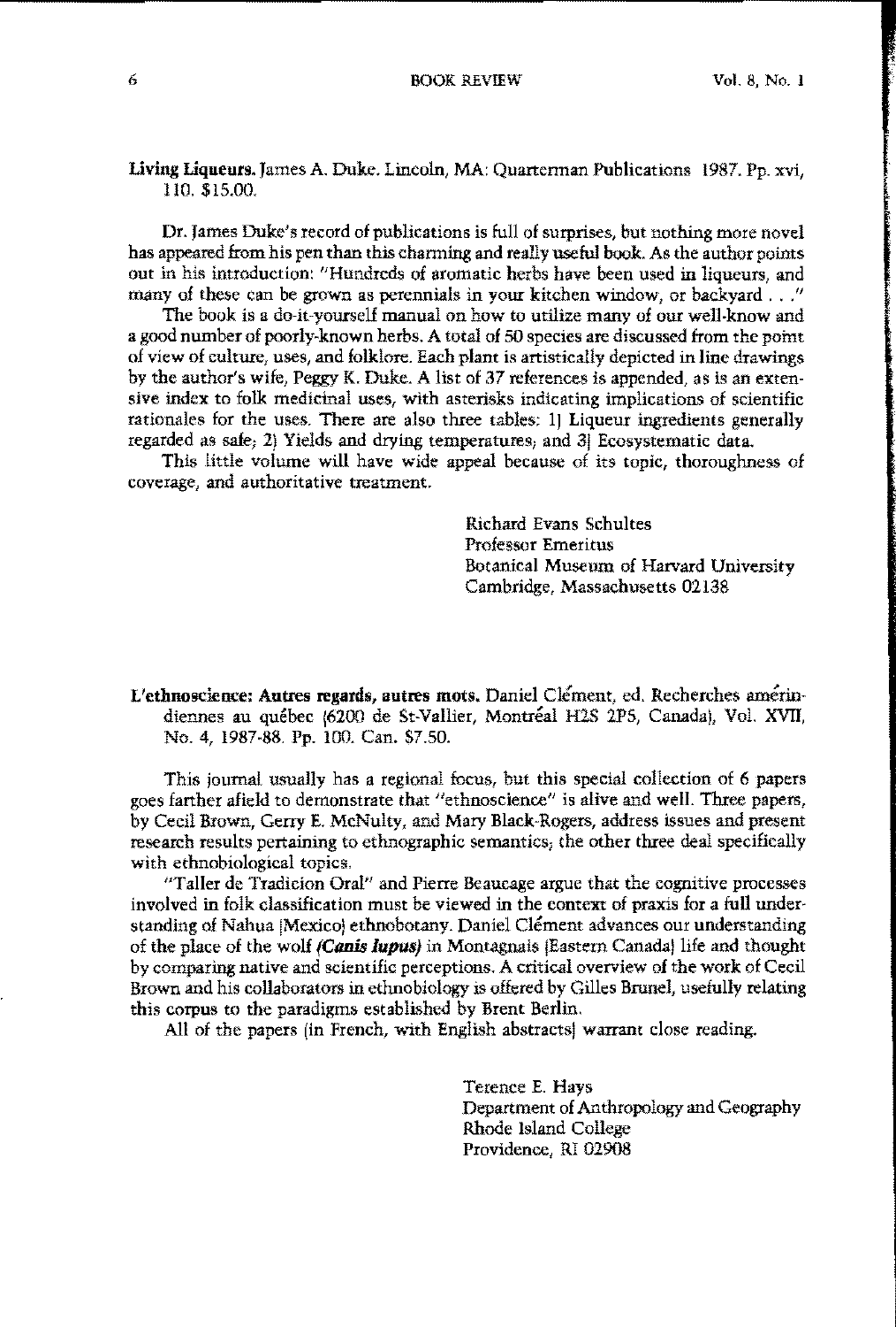**Living Liqueurs.** James A. Duke. Lincoln, MA: Quarterman Publications 1987. Pp. xvi, 110. $15.00.

Dr. James Duke's record of publications is full of surprises, but nothing more novel has appeared from his pen than this charming and really useful book. As the author points out in his introduction: "Hundreds of aromatic herbs have been used in liqueurs, and many of these can be grown as perennials in your kitchen window, or backyard . . ."

The book is a do-it-yourself manual on how to utilize many of our well-know and a good number of poorly-known herbs. A total of 50 species are discussed from the point of view of culture, uses, and folklore. Each plant is artistically depicted in line drawings by the author's wife, Peggy K. Duke. A list of 37 references is appended, as is an extensive index to folk medicinal uses, with asterisks indicating implications of scientific rationales for the uses. There are also three tables: 1) Liqueur ingredients generally regarded as safe; 2) Yields and drying temperatures; and 3) Ecosystematic data.

This little volume will have wide appeal because of its topic, thoroughness of coverage, and authoritative treatment.

Richard Evans Schultes
Professor Emeritus
Botanical Museum of Harvard University
Cambridge, Massachusetts 02138

**L'ethnoscience: Autres regards, autres mots.** Daniel Clément, ed. Recherches amérindiennes au québec (6200 de St-Vallier, Montréal H2S 2P5, Canada), Vol. XVII, No. 4, 1987-88. Pp. 100. Can. $7.50.

This journal usually has a regional focus, but this special collection of 6 papers goes farther afield to demonstrate that "ethnoscience" is alive and well. Three papers, by Cecil Brown, Gerry E. McNulty, and Mary Black-Rogers, address issues and present research results pertaining to ethnographic semantics; the other three deal specifically with ethnobiological topics.

"Taller de Tradicion Oral" and Pierre Beaucage argue that the cognitive processes involved in folk classification must be viewed in the context of praxis for a full understanding of Nahua (Mexico) ethnobotany. Daniel Clément advances our understanding of the place of the wolf ***(Canis lupus)*** in Montagnais (Eastern Canada) life and thought by comparing native and scientific perceptions. A critical overview of the work of Cecil Brown and his collaborators in ethnobiology is offered by Gilles Brunel, usefully relating this corpus to the paradigms established by Brent Berlin.

All of the papers (in French, with English abstracts) warrant close reading.

Terence E. Hays
Department of Anthropology and Geography
Rhode Island College
Providence, RI 02908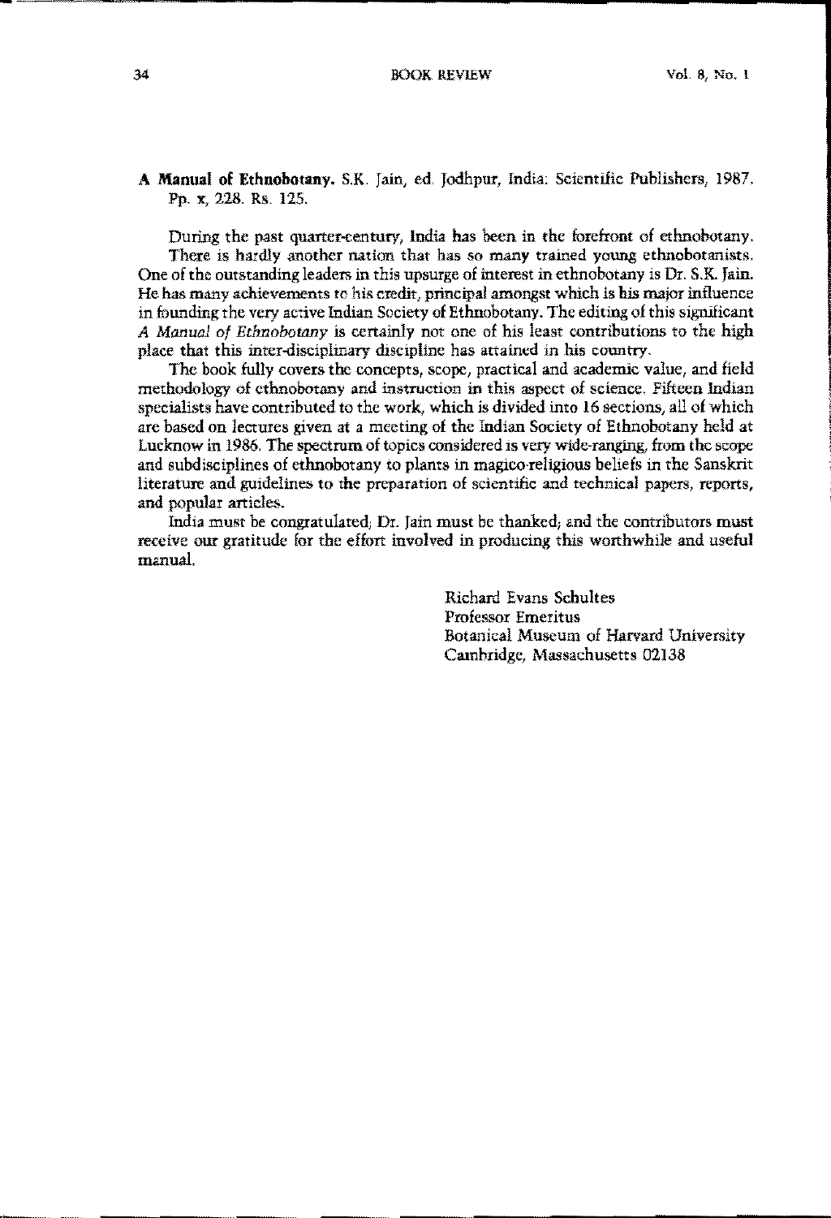**A Manual of Ethnobotany.** S.K. Jain, ed. Jodhpur, India: Scientific Publishers, 1987. Pp. x, 228. Rs. 125.

During the past quarter-century, India has been in the forefront of ethnobotany. There is hardly another nation that has so many trained young ethnobotanists. One of the outstanding leaders in this upsurge of interest in ethnobotany is Dr. S.K. Jain. He has many achievements to his credit, principal amongst which is his major influence in founding the very active Indian Society of Ethnobotany. The editing of this significant *A Manual of Ethnobotany* is certainly not one of his least contributions to the high place that this inter-disciplinary discipline has attained in his country.

The book fully covers the concepts, scope, practical and academic value, and field methodology of ethnobotany and instruction in this aspect of science. Fifteen Indian specialists have contributed to the work, which is divided into 16 sections, all of which are based on lectures given at a meeting of the Indian Society of Ethnobotany held at Lucknow in 1986. The spectrum of topics considered is very wide-ranging, from the scope and subdisciplines of ethnobotany to plants in magico-religious beliefs in the Sanskrit literature and guidelines to the preparation of scientific and technical papers, reports, and popular articles.

India must be congratulated; Dr. Jain must be thanked; and the contributors must receive our gratitude for the effort involved in producing this worthwhile and useful manual.

Richard Evans Schultes
Professor Emeritus
Botanical Museum of Harvard University
Cambridge, Massachusetts 02138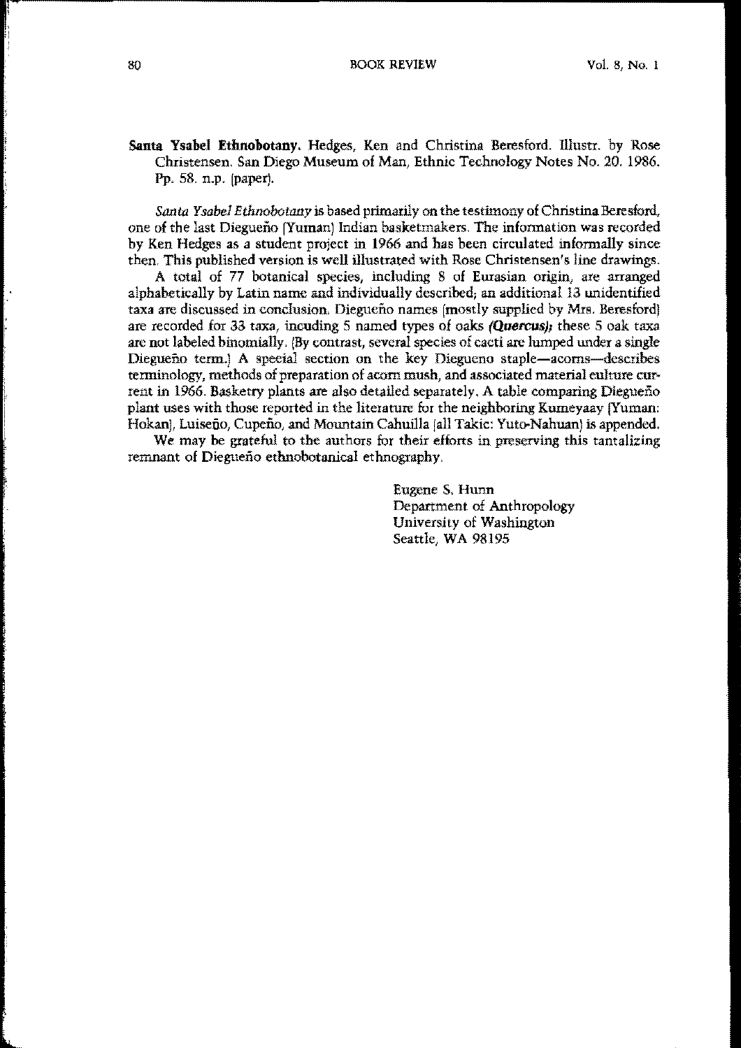**Santa Ysabel Ethnobotany.** Hedges, Ken and Christina Beresford. Illustr. by Rose Christensen. San Diego Museum of Man, Ethnic Technology Notes No. 20. 1986. Pp. 58. n.p. (paper).

*Santa Ysabel Ethnobotany* is based primarily on the testimony of Christina Beresford, one of the last Diegueño (Yuman) Indian basketmakers. The information was recorded by Ken Hedges as a student project in 1966 and has been circulated informally since then. This published version is well illustrated with Rose Christensen's line drawings.

A total of 77 botanical species, including 8 of Eurasian origin, are arranged alphabetically by Latin name and individually described; an additional 13 unidentified taxa are discussed in conclusion. Diegueño names (mostly supplied by Mrs. Beresford) are recorded for 33 taxa, incuding 5 named types of oaks ***(Quercus)***; these 5 oak taxa are not labeled binomially. (By contrast, several species of cacti are lumped under a single Diegueño term.) A special section on the key Diegueno staple—acorns—describes terminology, methods of preparation of acorn mush, and associated material culture current in 1966. Basketry plants are also detailed separately. A table comparing Diegueño plant uses with those reported in the literature for the neighboring Kumeyaay (Yuman: Hokan), Luiseño, Cupeño, and Mountain Cahuilla (all Takic: Yuto-Nahuan) is appended.

We may be grateful to the authors for their efforts in preserving this tantalizing remnant of Diegueño ethnobotanical ethnography.

Eugene S. Hunn
Department of Anthropology
University of Washington
Seattle, WA 98195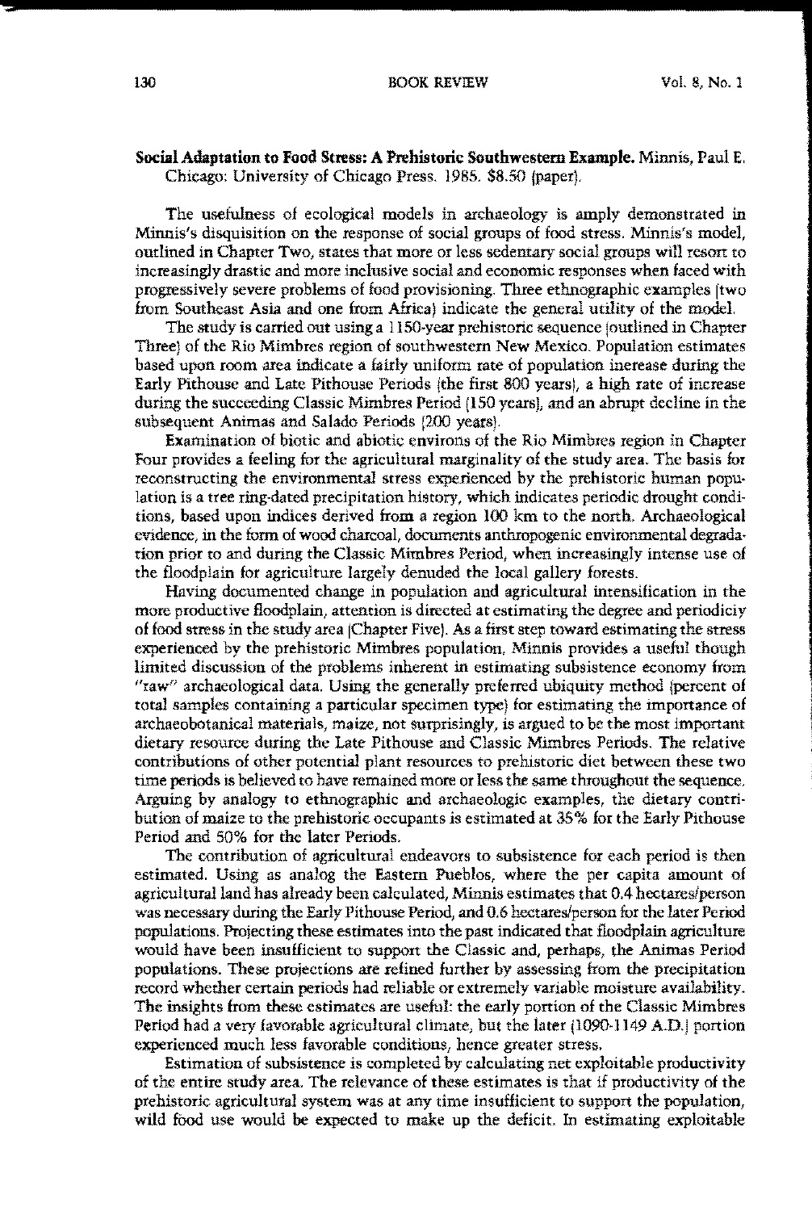**Social Adaptation to Food Stress: A Prehistoric Southwestern Example.** Minnis, Paul E. Chicago: University of Chicago Press. 1985. $8.50 (paper).

The usefulness of ecological models in archaeology is amply demonstrated in Minnis's disquisition on the response of social groups of food stress. Minnis's model, outlined in Chapter Two, states that more or less sedentary social groups will resort to increasingly drastic and more inclusive social and economic responses when faced with progressively severe problems of food provisioning. Three ethnographic examples (two from Southeast Asia and one from Africa) indicate the general utility of the model.

The study is carried out using a 1150-year prehistoric sequence (outlined in Chapter Three) of the Rio Mimbres region of southwestern New Mexico. Population estimates based upon room area indicate a fairly uniform rate of population increase during the Early Pithouse and Late Pithouse Periods (the first 800 years), a high rate of increase during the succeeding Classic Mimbres Period (150 years), and an abrupt decline in the subsequent Animas and Salado Periods (200 years).

Examination of biotic and abiotic environs of the Rio Mimbres region in Chapter Four provides a feeling for the agricultural marginality of the study area. The basis for reconstructing the environmental stress experienced by the prehistoric human population is a tree ring-dated precipitation history, which indicates periodic drought conditions, based upon indices derived from a region 100 km to the north. Archaeological evidence, in the form of wood charcoal, documents anthropogenic environmental degradation prior to and during the Classic Mimbres Period, when increasingly intense use of the floodplain for agriculture largely denuded the local gallery forests.

Having documented change in population and agricultural intensification in the more productive floodplain, attention is directed at estimating the degree and periodiciy of food stress in the study area (Chapter Five). As a first step toward estimating the stress experienced by the prehistoric Mimbres population, Minnis provides a useful though limited discussion of the problems inherent in estimating subsistence economy from "raw" archaeological data. Using the generally preferred ubiquity method (percent of total samples containing a particular specimen type) for estimating the importance of archaeobotanical materials, maize, not surprisingly, is argued to be the most important dietary resource during the Late Pithouse and Classic Mimbres Periods. The relative contributions of other potential plant resources to prehistoric diet between these two time periods is believed to have remained more or less the same throughout the sequence. Arguing by analogy to ethnographic and archaeologic examples, the dietary contribution of maize to the prehistoric occupants is estimated at 35% for the Early Pithouse Period and 50% for the later Periods.

The contribution of agricultural endeavors to subsistence for each period is then estimated. Using as analog the Eastern Pueblos, where the per capita amount of agricultural land has already been calculated, Minnis estimates that 0.4 hectares/person was necessary during the Early Pithouse Period, and 0.6 hectares/person for the later Period populations. Projecting these estimates into the past indicated that floodplain agriculture would have been insufficient to support the Classic and, perhaps, the Animas Period populations. These projections are refined further by assessing from the precipitation record whether certain periods had reliable or extremely variable moisture availability. The insights from these estimates are useful: the early portion of the Classic Mimbres Period had a very favorable agricultural climate, but the later (1090-1149 A.D.) portion experienced much less favorable conditions, hence greater stress.

Estimation of subsistence is completed by calculating net exploitable productivity of the entire study area. The relevance of these estimates is that if productivity of the prehistoric agricultural system was at any time insufficient to support the population, wild food use would be expected to make up the deficit. In estimating exploitable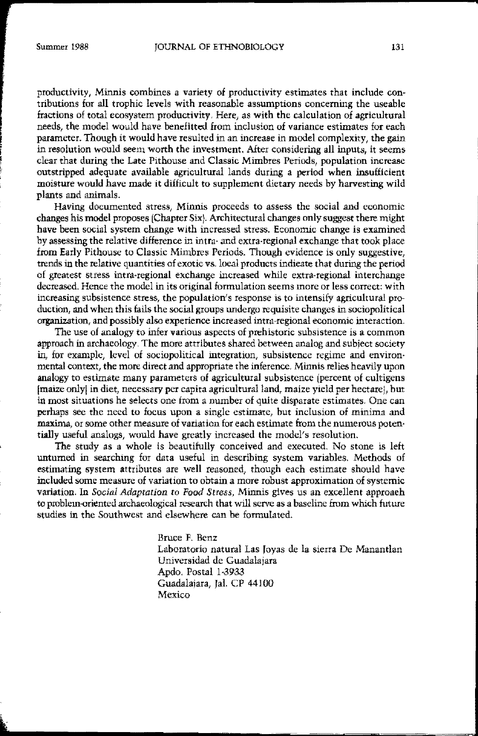productivity, Minnis combines a variety of productivity estimates that include contributions for all trophic levels with reasonable assumptions concerning the useable fractions of total ecosystem productivity. Here, as with the calculation of agricultural needs, the model would have benefitted from inclusion of variance estimates for each parameter. Though it would have resulted in an increase in model complexity, the gain in resolution would seem worth the investment. After considering all inputs, it seems clear that during the Late Pithouse and Classic Mimbres Periods, population increase outstripped adequate available agricultural lands during a period when insufficient moisture would have made it difficult to supplement dietary needs by harvesting wild plants and animals.

Having documented stress, Minnis proceeds to assess the social and economic changes his model proposes (Chapter Six). Architectural changes only suggest there might have been social system change with increased stress. Economic change is examined by assessing the relative difference in intra- and extra-regional exchange that took place from Early Pithouse to Classic Mimbres Periods. Though evidence is only suggestive, trends in the relative quantities of exotic vs. local products indicate that during the period of greatest stress intra-regional exchange increased while extra-regional interchange decreased. Hence the model in its original formulation seems more or less correct: with increasing subsistence stress, the population's response is to intensify agricultural production, and when this fails the social groups undergo requisite changes in sociopolitical organization, and possibly also experience increased intra-regional economic interaction.

The use of analogy to infer various aspects of prehistoric subsistence is a common approach in archaeology. The more attributes shared between analog and subject society in, for example, level of sociopolitical integration, subsistence regime and environmental context, the more direct and appropriate the inference. Minnis relies heavily upon analogy to estimate many parameters of agricultural subsistence (percent of cultigens [maize only] in diet, necessary per capita agricultural land, maize yield per hectare), but in most situations he selects one from a number of quite disparate estimates. One can perhaps see the need to focus upon a single estimate, but inclusion of minima and maxima, or some other measure of variation for each estimate from the numerous potentially useful analogs, would have greatly increased the model's resolution.

The study as a whole is beautifully conceived and executed. No stone is left unturned in searching for data useful in describing system variables. Methods of estimating system attributes are well reasoned, though each estimate should have included some measure of variation to obtain a more robust approximation of systemic variation. In *Social Adaptation to Food Stress*, Minnis gives us an excellent approach to problem-oriented archaeological research that will serve as a baseline from which future studies in the Southwest and elsewhere can be formulated.

Bruce F. Benz
Laboratorio natural Las Joyas de la sierra De Manantlan
Universidad de Guadalajara
Apdo. Postal 1-3933
Guadalajara, Jal. CP 44100
Mexico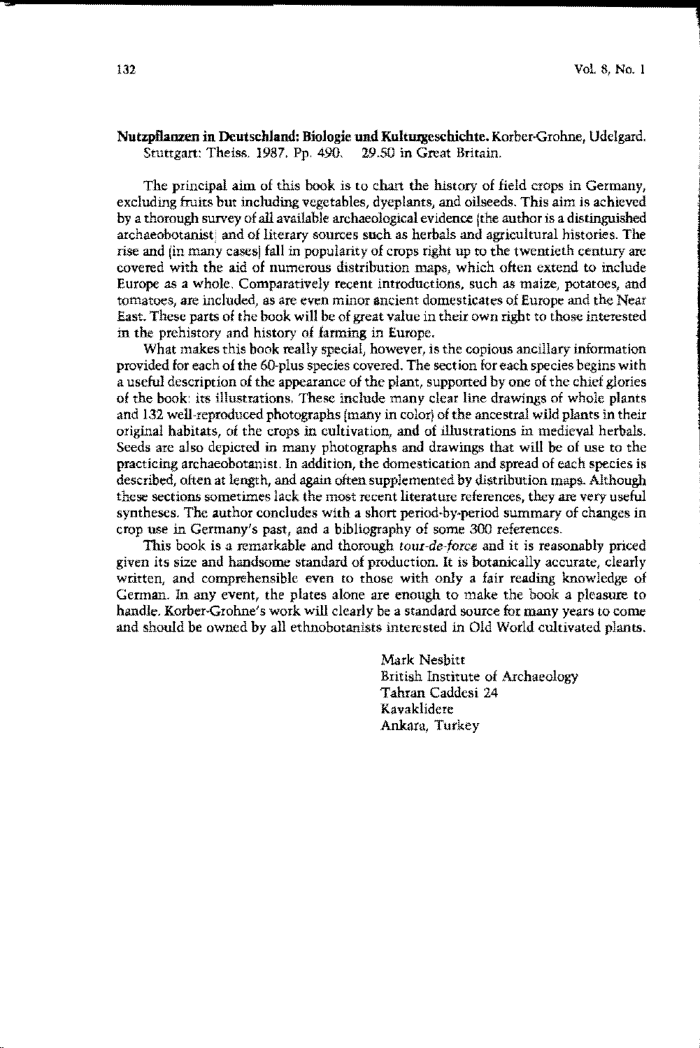**Nutzpflanzen in Deutschland: Biologie und Kulturgeschichte.** Korber-Grohne, Udelgard. Stuttgart: Theiss. 1987. Pp. 490. 29.50 in Great Britain.

The principal aim of this book is to chart the history of field crops in Germany, excluding fruits but including vegetables, dyeplants, and oilseeds. This aim is achieved by a thorough survey of all available archaeological evidence (the author is a distinguished archaeobotanist) and of literary sources such as herbals and agricultural histories. The rise and (in many cases) fall in popularity of crops right up to the twentieth century are covered with the aid of numerous distribution maps, which often extend to include Europe as a whole. Comparatively recent introductions, such as maize, potatoes, and tomatoes, are included, as are even minor ancient domesticates of Europe and the Near East. These parts of the book will be of great value in their own right to those interested in the prehistory and history of farming in Europe.

What makes this book really special, however, is the copious ancillary information provided for each of the 60-plus species covered. The section for each species begins with a useful description of the appearance of the plant, supported by one of the chief glories of the book: its illustrations. These include many clear line drawings of whole plants and 132 well-reproduced photographs (many in color) of the ancestral wild plants in their original habitats, of the crops in cultivation, and of illustrations in medieval herbals. Seeds are also depicted in many photographs and drawings that will be of use to the practicing archaeobotanist. In addition, the domestication and spread of each species is described, often at length, and again often supplemented by distribution maps. Although these sections sometimes lack the most recent literature references, they are very useful syntheses. The author concludes with a short period-by-period summary of changes in crop use in Germany's past, and a bibliography of some 300 references.

This book is a remarkable and thorough *tour-de-force* and it is reasonably priced given its size and handsome standard of production. It is botanically accurate, clearly written, and comprehensible even to those with only a fair reading knowledge of German. In any event, the plates alone are enough to make the book a pleasure to handle. Korber-Grohne's work will clearly be a standard source for many years to come and should be owned by all ethnobotanists interested in Old World cultivated plants.

Mark Nesbitt
British Institute of Archaeology
Tahran Caddesi 24
Kavaklidere
Ankara, Turkey